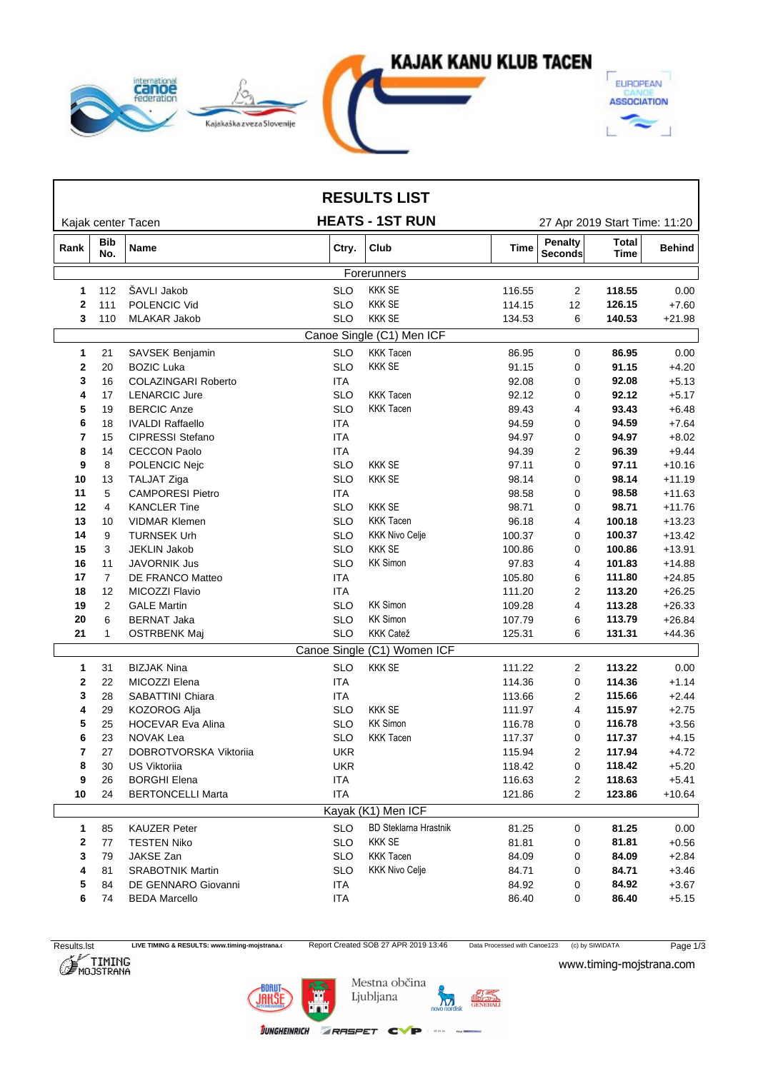# RESULTS LIST

## HEATS - 1ST RUN

Kajak center Tacen

27 Apr 2019 Start Time: 11:20

| Rank | Bib No. | Name | Ctry. | Club | Time | Penalty Seconds | Total Time | Behind |
|---|---|---|---|---|---|---|---|---|
| | | **Forerunners** | | | | | | |
| 1 | 112 | ŠAVLI Jakob | SLO | KKK SE | 116.55 | 2 | **118.55** | 0.00 |
| 2 | 111 | POLENCIC Vid | SLO | KKK SE | 114.15 | 12 | **126.15** | +7.60 |
| 3 | 110 | MLAKAR Jakob | SLO | KKK SE | 134.53 | 6 | **140.53** | +21.98 |
| | | **Canoe Single (C1) Men ICF** | | | | | | |
| 1 | 21 | SAVSEK Benjamin | SLO | KKK Tacen | 86.95 | 0 | **86.95** | 0.00 |
| 2 | 20 | BOZIC Luka | SLO | KKK SE | 91.15 | 0 | **91.15** | +4.20 |
| 3 | 16 | COLAZINGARI Roberto | ITA | | 92.08 | 0 | **92.08** | +5.13 |
| 4 | 17 | LENARCIC Jure | SLO | KKK Tacen | 92.12 | 0 | **92.12** | +5.17 |
| 5 | 19 | BERCIC Anze | SLO | KKK Tacen | 89.43 | 4 | **93.43** | +6.48 |
| 6 | 18 | IVALDI Raffaello | ITA | | 94.59 | 0 | **94.59** | +7.64 |
| 7 | 15 | CIPRESSI Stefano | ITA | | 94.97 | 0 | **94.97** | +8.02 |
| 8 | 14 | CECCON Paolo | ITA | | 94.39 | 2 | **96.39** | +9.44 |
| 9 | 8 | POLENCIC Nejc | SLO | KKK SE | 97.11 | 0 | **97.11** | +10.16 |
| 10 | 13 | TALJAT Ziga | SLO | KKK SE | 98.14 | 0 | **98.14** | +11.19 |
| 11 | 5 | CAMPORESI Pietro | ITA | | 98.58 | 0 | **98.58** | +11.63 |
| 12 | 4 | KANCLER Tine | SLO | KKK SE | 98.71 | 0 | **98.71** | +11.76 |
| 13 | 10 | VIDMAR Klemen | SLO | KKK Tacen | 96.18 | 4 | **100.18** | +13.23 |
| 14 | 9 | TURNSEK Urh | SLO | KKK Nivo Celje | 100.37 | 0 | **100.37** | +13.42 |
| 15 | 3 | JEKLIN Jakob | SLO | KKK SE | 100.86 | 0 | **100.86** | +13.91 |
| 16 | 11 | JAVORNIK Jus | SLO | KK Simon | 97.83 | 4 | **101.83** | +14.88 |
| 17 | 7 | DE FRANCO Matteo | ITA | | 105.80 | 6 | **111.80** | +24.85 |
| 18 | 12 | MICOZZI Flavio | ITA | | 111.20 | 2 | **113.20** | +26.25 |
| 19 | 2 | GALE Martin | SLO | KK Simon | 109.28 | 4 | **113.28** | +26.33 |
| 20 | 6 | BERNAT Jaka | SLO | KK Simon | 107.79 | 6 | **113.79** | +26.84 |
| 21 | 1 | OSTRBENK Maj | SLO | KKK Catež | 125.31 | 6 | **131.31** | +44.36 |
| | | **Canoe Single (C1) Women ICF** | | | | | | |
| 1 | 31 | BIZJAK Nina | SLO | KKK SE | 111.22 | 2 | **113.22** | 0.00 |
| 2 | 22 | MICOZZI Elena | ITA | | 114.36 | 0 | **114.36** | +1.14 |
| 3 | 28 | SABATTINI Chiara | ITA | | 113.66 | 2 | **115.66** | +2.44 |
| 4 | 29 | KOZOROG Alja | SLO | KKK SE | 111.97 | 4 | **115.97** | +2.75 |
| 5 | 25 | HOCEVAR Eva Alina | SLO | KK Simon | 116.78 | 0 | **116.78** | +3.56 |
| 6 | 23 | NOVAK Lea | SLO | KKK Tacen | 117.37 | 0 | **117.37** | +4.15 |
| 7 | 27 | DOBROTVORSKA Viktoriia | UKR | | 115.94 | 2 | **117.94** | +4.72 |
| 8 | 30 | US Viktoriia | UKR | | 118.42 | 0 | **118.42** | +5.20 |
| 9 | 26 | BORGHI Elena | ITA | | 116.63 | 2 | **118.63** | +5.41 |
| 10 | 24 | BERTONCELLI Marta | ITA | | 121.86 | 2 | **123.86** | +10.64 |
| | | **Kayak (K1) Men ICF** | | | | | | |
| 1 | 85 | KAUZER Peter | SLO | BD Steklarna Hrastnik | 81.25 | 0 | **81.25** | 0.00 |
| 2 | 77 | TESTEN Niko | SLO | KKK SE | 81.81 | 0 | **81.81** | +0.56 |
| 3 | 79 | JAKSE Zan | SLO | KKK Tacen | 84.09 | 0 | **84.09** | +2.84 |
| 4 | 81 | SRABOTNIK Martin | SLO | KKK Nivo Celje | 84.71 | 0 | **84.71** | +3.46 |
| 5 | 84 | DE GENNARO Giovanni | ITA | | 84.92 | 0 | **84.92** | +3.67 |
| 6 | 74 | BEDA Marcello | ITA | | 86.40 | 0 | **86.40** | +5.15 |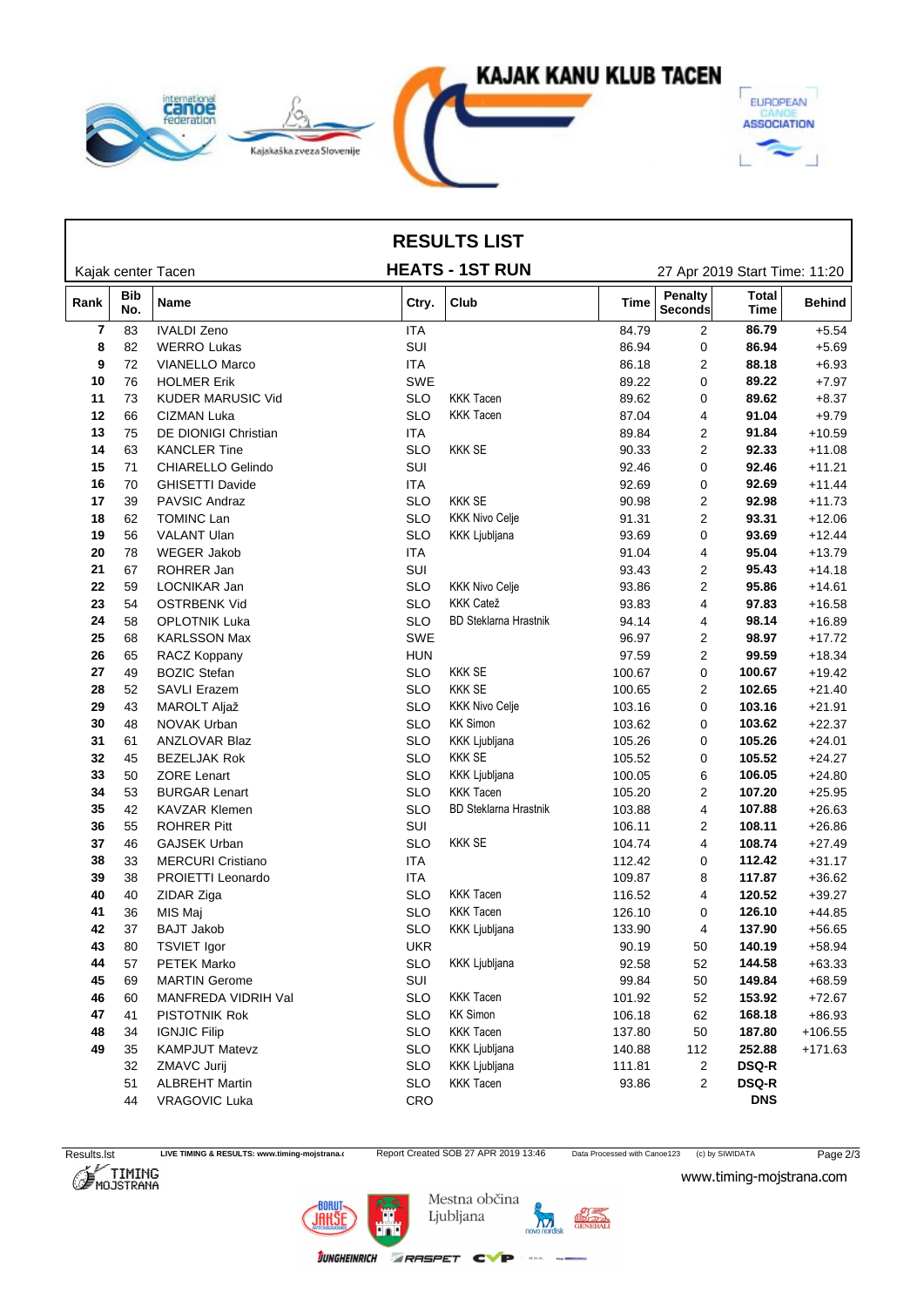# RESULTS LIST

Kajak center Tacen

## HEATS - 1ST RUN

27 Apr 2019 Start Time: 11:20

| Rank | Bib No. | Name | Ctry. | Club | Time | Penalty Seconds | Total Time | Behind |
|---|---|---|---|---|---|---|---|---|
| 7 | 83 | IVALDI Zeno | ITA | | 84.79 | 2 | **86.79** | +5.54 |
| 8 | 82 | WERRO Lukas | SUI | | 86.94 | 0 | **86.94** | +5.69 |
| 9 | 72 | VIANELLO Marco | ITA | | 86.18 | 2 | **88.18** | +6.93 |
| 10 | 76 | HOLMER Erik | SWE | | 89.22 | 0 | **89.22** | +7.97 |
| 11 | 73 | KUDER MARUSIC Vid | SLO | KKK Tacen | 89.62 | 0 | **89.62** | +8.37 |
| 12 | 66 | CIZMAN Luka | SLO | KKK Tacen | 87.04 | 4 | **91.04** | +9.79 |
| 13 | 75 | DE DIONIGI Christian | ITA | | 89.84 | 2 | **91.84** | +10.59 |
| 14 | 63 | KANCLER Tine | SLO | KKK SE | 90.33 | 2 | **92.33** | +11.08 |
| 15 | 71 | CHIARELLO Gelindo | SUI | | 92.46 | 0 | **92.46** | +11.21 |
| 16 | 70 | GHISETTI Davide | ITA | | 92.69 | 0 | **92.69** | +11.44 |
| 17 | 39 | PAVSIC Andraz | SLO | KKK SE | 90.98 | 2 | **92.98** | +11.73 |
| 18 | 62 | TOMINC Lan | SLO | KKK Nivo Celje | 91.31 | 2 | **93.31** | +12.06 |
| 19 | 56 | VALANT Ulan | SLO | KKK Ljubljana | 93.69 | 0 | **93.69** | +12.44 |
| 20 | 78 | WEGER Jakob | ITA | | 91.04 | 4 | **95.04** | +13.79 |
| 21 | 67 | ROHRER Jan | SUI | | 93.43 | 2 | **95.43** | +14.18 |
| 22 | 59 | LOCNIKAR Jan | SLO | KKK Nivo Celje | 93.86 | 2 | **95.86** | +14.61 |
| 23 | 54 | OSTRBENK Vid | SLO | KKK Catež | 93.83 | 4 | **97.83** | +16.58 |
| 24 | 58 | OPLOTNIK Luka | SLO | BD Steklarna Hrastnik | 94.14 | 4 | **98.14** | +16.89 |
| 25 | 68 | KARLSSON Max | SWE | | 96.97 | 2 | **98.97** | +17.72 |
| 26 | 65 | RACZ Koppany | HUN | | 97.59 | 2 | **99.59** | +18.34 |
| 27 | 49 | BOZIC Stefan | SLO | KKK SE | 100.67 | 0 | **100.67** | +19.42 |
| 28 | 52 | SAVLI Erazem | SLO | KKK SE | 100.65 | 2 | **102.65** | +21.40 |
| 29 | 43 | MAROLT Aljaž | SLO | KKK Nivo Celje | 103.16 | 0 | **103.16** | +21.91 |
| 30 | 48 | NOVAK Urban | SLO | KK Simon | 103.62 | 0 | **103.62** | +22.37 |
| 31 | 61 | ANZLOVAR Blaz | SLO | KKK Ljubljana | 105.26 | 0 | **105.26** | +24.01 |
| 32 | 45 | BEZELJAK Rok | SLO | KKK SE | 105.52 | 0 | **105.52** | +24.27 |
| 33 | 50 | ZORE Lenart | SLO | KKK Ljubljana | 100.05 | 6 | **106.05** | +24.80 |
| 34 | 53 | BURGAR Lenart | SLO | KKK Tacen | 105.20 | 2 | **107.20** | +25.95 |
| 35 | 42 | KAVZAR Klemen | SLO | BD Steklarna Hrastnik | 103.88 | 4 | **107.88** | +26.63 |
| 36 | 55 | ROHRER Pitt | SUI | | 106.11 | 2 | **108.11** | +26.86 |
| 37 | 46 | GAJSEK Urban | SLO | KKK SE | 104.74 | 4 | **108.74** | +27.49 |
| 38 | 33 | MERCURI Cristiano | ITA | | 112.42 | 0 | **112.42** | +31.17 |
| 39 | 38 | PROIETTI Leonardo | ITA | | 109.87 | 8 | **117.87** | +36.62 |
| 40 | 40 | ZIDAR Ziga | SLO | KKK Tacen | 116.52 | 4 | **120.52** | +39.27 |
| 41 | 36 | MIS Maj | SLO | KKK Tacen | 126.10 | 0 | **126.10** | +44.85 |
| 42 | 37 | BAJT Jakob | SLO | KKK Ljubljana | 133.90 | 4 | **137.90** | +56.65 |
| 43 | 80 | TSVIET Igor | UKR | | 90.19 | 50 | **140.19** | +58.94 |
| 44 | 57 | PETEK Marko | SLO | KKK Ljubljana | 92.58 | 52 | **144.58** | +63.33 |
| 45 | 69 | MARTIN Gerome | SUI | | 99.84 | 50 | **149.84** | +68.59 |
| 46 | 60 | MANFREDA VIDRIH Val | SLO | KKK Tacen | 101.92 | 52 | **153.92** | +72.67 |
| 47 | 41 | PISTOTNIK Rok | SLO | KK Simon | 106.18 | 62 | **168.18** | +86.93 |
| 48 | 34 | IGNJIC Filip | SLO | KKK Tacen | 137.80 | 50 | **187.80** | +106.55 |
| 49 | 35 | KAMPJUT Matevz | SLO | KKK Ljubljana | 140.88 | 112 | **252.88** | +171.63 |
| | 32 | ZMAVC Jurij | SLO | KKK Ljubljana | 111.81 | 2 | **DSQ-R** | |
| | 51 | ALBREHT Martin | SLO | KKK Tacen | 93.86 | 2 | **DSQ-R** | |
| | 44 | VRAGOVIC Luka | CRO | | | | **DNS** | |

Results.lst — LIVE TIMING & RESULTS: www.timing-mojstrana.com — Report Created SOB 27 APR 2019 13:46 — Data Processed with Canoe123 — (c) by SIWIDATA

www.timing-mojstrana.com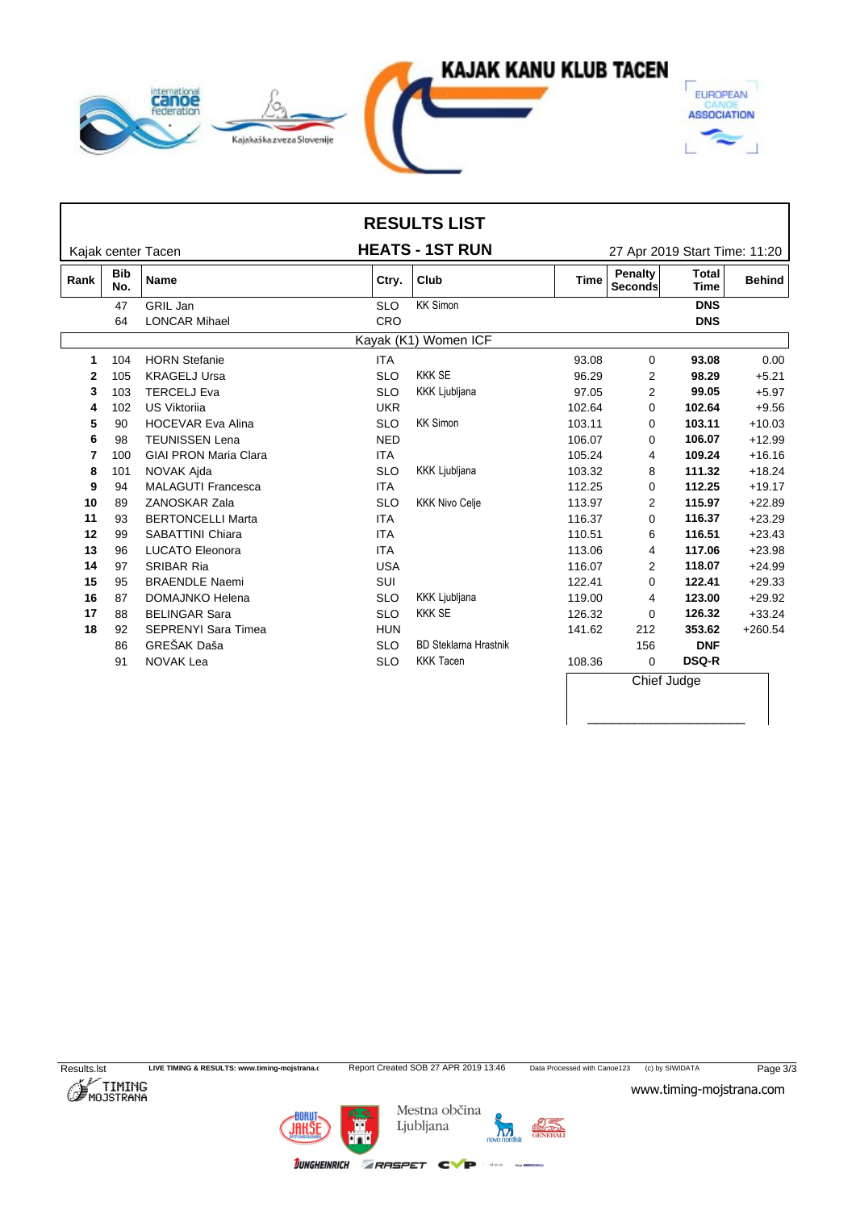# RESULTS LIST

Kajak center Tacen

## HEATS - 1ST RUN

27 Apr 2019 Start Time: 11:20

| Rank | Bib No. | Name | Ctry. | Club | Time | Penalty Seconds | Total Time | Behind |
|---|---|---|---|---|---|---|---|---|
| | 47 | GRIL Jan | SLO | KK Simon | | | **DNS** | |
| | 64 | LONCAR Mihael | CRO | | | | **DNS** | |
| | | **Kayak (K1) Women ICF** | | | | | | |
| **1** | 104 | HORN Stefanie | ITA | | 93.08 | 0 | **93.08** | 0.00 |
| **2** | 105 | KRAGELJ Ursa | SLO | KKK SE | 96.29 | 2 | **98.29** | +5.21 |
| **3** | 103 | TERCELJ Eva | SLO | KKK Ljubljana | 97.05 | 2 | **99.05** | +5.97 |
| **4** | 102 | US Viktoriia | UKR | | 102.64 | 0 | **102.64** | +9.56 |
| **5** | 90 | HOCEVAR Eva Alina | SLO | KK Simon | 103.11 | 0 | **103.11** | +10.03 |
| **6** | 98 | TEUNISSEN Lena | NED | | 106.07 | 0 | **106.07** | +12.99 |
| **7** | 100 | GIAI PRON Maria Clara | ITA | | 105.24 | 4 | **109.24** | +16.16 |
| **8** | 101 | NOVAK Ajda | SLO | KKK Ljubljana | 103.32 | 8 | **111.32** | +18.24 |
| **9** | 94 | MALAGUTI Francesca | ITA | | 112.25 | 0 | **112.25** | +19.17 |
| **10** | 89 | ZANOSKAR Zala | SLO | KKK Nivo Celje | 113.97 | 2 | **115.97** | +22.89 |
| **11** | 93 | BERTONCELLI Marta | ITA | | 116.37 | 0 | **116.37** | +23.29 |
| **12** | 99 | SABATTINI Chiara | ITA | | 110.51 | 6 | **116.51** | +23.43 |
| **13** | 96 | LUCATO Eleonora | ITA | | 113.06 | 4 | **117.06** | +23.98 |
| **14** | 97 | SRIBAR Ria | USA | | 116.07 | 2 | **118.07** | +24.99 |
| **15** | 95 | BRAENDLE Naemi | SUI | | 122.41 | 0 | **122.41** | +29.33 |
| **16** | 87 | DOMAJNKO Helena | SLO | KKK Ljubljana | 119.00 | 4 | **123.00** | +29.92 |
| **17** | 88 | BELINGAR Sara | SLO | KKK SE | 126.32 | 0 | **126.32** | +33.24 |
| **18** | 92 | SEPRENYI Sara Timea | HUN | | 141.62 | 212 | **353.62** | +260.54 |
| | 86 | GREŠAK Daša | SLO | BD Steklarna Hrastnik | | 156 | **DNF** | |
| | 91 | NOVAK Lea | SLO | KKK Tacen | 108.36 | 0 | **DSQ-R** | |

Chief Judge

_______________________

Results.lst LIVE TIMING & RESULTS: www.timing-mojstrana.com Report Created SOB 27 APR 2019 13:46 Data Processed with Canoe123 (c) by SIWIDATA

www.timing-mojstrana.com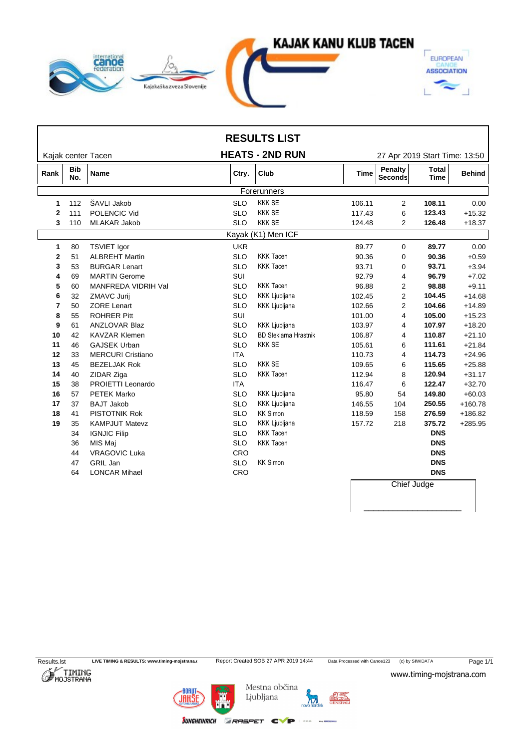# RESULTS LIST

## HEATS - 2ND RUN

Kajak center Tacen

27 Apr 2019 Start Time: 13:50

| Rank | Bib No. | Name | Ctry. | Club | Time | Penalty Seconds | Total Time | Behind |
|---|---|---|---|---|---|---|---|---|
| | | | | **Forerunners** | | | | |
| 1 | 112 | ŠAVLI Jakob | SLO | KKK SE | 106.11 | 2 | **108.11** | 0.00 |
| 2 | 111 | POLENCIC Vid | SLO | KKK SE | 117.43 | 6 | **123.43** | +15.32 |
| 3 | 110 | MLAKAR Jakob | SLO | KKK SE | 124.48 | 2 | **126.48** | +18.37 |
| | | | | **Kayak (K1) Men ICF** | | | | |
| 1 | 80 | TSVIET Igor | UKR | | 89.77 | 0 | **89.77** | 0.00 |
| 2 | 51 | ALBREHT Martin | SLO | KKK Tacen | 90.36 | 0 | **90.36** | +0.59 |
| 3 | 53 | BURGAR Lenart | SLO | KKK Tacen | 93.71 | 0 | **93.71** | +3.94 |
| 4 | 69 | MARTIN Gerome | SUI | | 92.79 | 4 | **96.79** | +7.02 |
| 5 | 60 | MANFREDA VIDRIH Val | SLO | KKK Tacen | 96.88 | 2 | **98.88** | +9.11 |
| 6 | 32 | ZMAVC Jurij | SLO | KKK Ljubljana | 102.45 | 2 | **104.45** | +14.68 |
| 7 | 50 | ZORE Lenart | SLO | KKK Ljubljana | 102.66 | 2 | **104.66** | +14.89 |
| 8 | 55 | ROHRER Pitt | SUI | | 101.00 | 4 | **105.00** | +15.23 |
| 9 | 61 | ANZLOVAR Blaz | SLO | KKK Ljubljana | 103.97 | 4 | **107.97** | +18.20 |
| 10 | 42 | KAVZAR Klemen | SLO | BD Steklarna Hrastnik | 106.87 | 4 | **110.87** | +21.10 |
| 11 | 46 | GAJSEK Urban | SLO | KKK SE | 105.61 | 6 | **111.61** | +21.84 |
| 12 | 33 | MERCURI Cristiano | ITA | | 110.73 | 4 | **114.73** | +24.96 |
| 13 | 45 | BEZELJAK Rok | SLO | KKK SE | 109.65 | 6 | **115.65** | +25.88 |
| 14 | 40 | ZIDAR Ziga | SLO | KKK Tacen | 112.94 | 8 | **120.94** | +31.17 |
| 15 | 38 | PROIETTI Leonardo | ITA | | 116.47 | 6 | **122.47** | +32.70 |
| 16 | 57 | PETEK Marko | SLO | KKK Ljubljana | 95.80 | 54 | **149.80** | +60.03 |
| 17 | 37 | BAJT Jakob | SLO | KKK Ljubljana | 146.55 | 104 | **250.55** | +160.78 |
| 18 | 41 | PISTOTNIK Rok | SLO | KK Simon | 118.59 | 158 | **276.59** | +186.82 |
| 19 | 35 | KAMPJUT Matevz | SLO | KKK Ljubljana | 157.72 | 218 | **375.72** | +285.95 |
| | 34 | IGNJIC Filip | SLO | KKK Tacen | | | **DNS** | |
| | 36 | MIS Maj | SLO | KKK Tacen | | | **DNS** | |
| | 44 | VRAGOVIC Luka | CRO | | | | **DNS** | |
| | 47 | GRIL Jan | SLO | KK Simon | | | **DNS** | |
| | 64 | LONCAR Mihael | CRO | | | | **DNS** | |

Chief Judge

_______________________

Results.lst LIVE TIMING & RESULTS: www.timing-mojstrana.com Report Created SOB 27 APR 2019 14:44 Data Processed with Canoe123 (c) by SIWIDATA

www.timing-mojstrana.com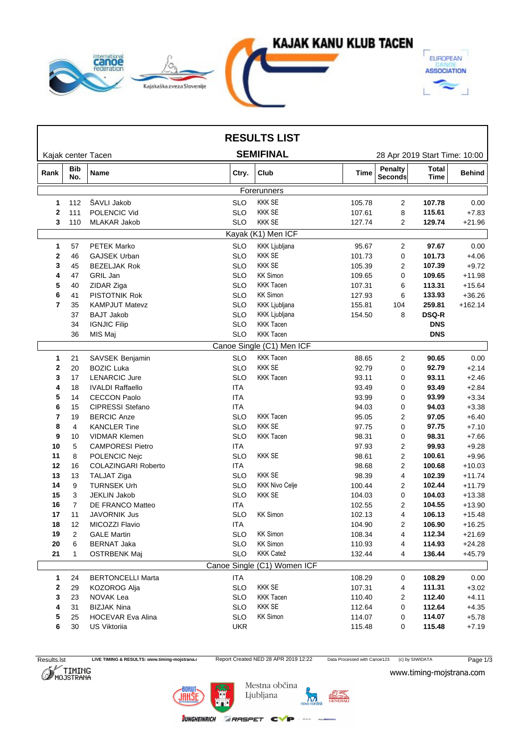KAJAK KANU KLUB TACEN

# RESULTS LIST

Kajak center Tacen

## SEMIFINAL

28 Apr 2019 Start Time: 10:00

| Rank | Bib No. | Name | Ctry. | Club | Time | Penalty Seconds | Total Time | Behind |
|---|---|---|---|---|---|---|---|---|
| **Forerunners** | | | | | | | | |
| **1** | 112 | ŠAVLI Jakob | SLO | KKK SE | 105.78 | 2 | **107.78** | 0.00 |
| **2** | 111 | POLENCIC Vid | SLO | KKK SE | 107.61 | 8 | **115.61** | +7.83 |
| **3** | 110 | MLAKAR Jakob | SLO | KKK SE | 127.74 | 2 | **129.74** | +21.96 |
| **Kayak (K1) Men ICF** | | | | | | | | |
| **1** | 57 | PETEK Marko | SLO | KKK Ljubljana | 95.67 | 2 | **97.67** | 0.00 |
| **2** | 46 | GAJSEK Urban | SLO | KKK SE | 101.73 | 0 | **101.73** | +4.06 |
| **3** | 45 | BEZELJAK Rok | SLO | KKK SE | 105.39 | 2 | **107.39** | +9.72 |
| **4** | 47 | GRIL Jan | SLO | KK Simon | 109.65 | 0 | **109.65** | +11.98 |
| **5** | 40 | ZIDAR Ziga | SLO | KKK Tacen | 107.31 | 6 | **113.31** | +15.64 |
| **6** | 41 | PISTOTNIK Rok | SLO | KK Simon | 127.93 | 6 | **133.93** | +36.26 |
| **7** | 35 | KAMPJUT Matevz | SLO | KKK Ljubljana | 155.81 | 104 | **259.81** | +162.14 |
| | 37 | BAJT Jakob | SLO | KKK Ljubljana | 154.50 | 8 | **DSQ-R** | |
| | 34 | IGNJIC Filip | SLO | KKK Tacen | | | **DNS** | |
| | 36 | MIS Maj | SLO | KKK Tacen | | | **DNS** | |
| **Canoe Single (C1) Men ICF** | | | | | | | | |
| **1** | 21 | SAVSEK Benjamin | SLO | KKK Tacen | 88.65 | 2 | **90.65** | 0.00 |
| **2** | 20 | BOZIC Luka | SLO | KKK SE | 92.79 | 0 | **92.79** | +2.14 |
| **3** | 17 | LENARCIC Jure | SLO | KKK Tacen | 93.11 | 0 | **93.11** | +2.46 |
| **4** | 18 | IVALDI Raffaello | ITA | | 93.49 | 0 | **93.49** | +2.84 |
| **5** | 14 | CECCON Paolo | ITA | | 93.99 | 0 | **93.99** | +3.34 |
| **6** | 15 | CIPRESSI Stefano | ITA | | 94.03 | 0 | **94.03** | +3.38 |
| **7** | 19 | BERCIC Anze | SLO | KKK Tacen | 95.05 | 2 | **97.05** | +6.40 |
| **8** | 4 | KANCLER Tine | SLO | KKK SE | 97.75 | 0 | **97.75** | +7.10 |
| **9** | 10 | VIDMAR Klemen | SLO | KKK Tacen | 98.31 | 0 | **98.31** | +7.66 |
| **10** | 5 | CAMPORESI Pietro | ITA | | 97.93 | 2 | **99.93** | +9.28 |
| **11** | 8 | POLENCIC Nejc | SLO | KKK SE | 98.61 | 2 | **100.61** | +9.96 |
| **12** | 16 | COLAZINGARI Roberto | ITA | | 98.68 | 2 | **100.68** | +10.03 |
| **13** | 13 | TALJAT Ziga | SLO | KKK SE | 98.39 | 4 | **102.39** | +11.74 |
| **14** | 9 | TURNSEK Urh | SLO | KKK Nivo Celje | 100.44 | 2 | **102.44** | +11.79 |
| **15** | 3 | JEKLIN Jakob | SLO | KKK SE | 104.03 | 0 | **104.03** | +13.38 |
| **16** | 7 | DE FRANCO Matteo | ITA | | 102.55 | 2 | **104.55** | +13.90 |
| **17** | 11 | JAVORNIK Jus | SLO | KK Simon | 102.13 | 4 | **106.13** | +15.48 |
| **18** | 12 | MICOZZI Flavio | ITA | | 104.90 | 2 | **106.90** | +16.25 |
| **19** | 2 | GALE Martin | SLO | KK Simon | 108.34 | 4 | **112.34** | +21.69 |
| **20** | 6 | BERNAT Jaka | SLO | KK Simon | 110.93 | 4 | **114.93** | +24.28 |
| **21** | 1 | OSTRBENK Maj | SLO | KKK Catež | 132.44 | 4 | **136.44** | +45.79 |
| **Canoe Single (C1) Women ICF** | | | | | | | | |
| **1** | 24 | BERTONCELLI Marta | ITA | | 108.29 | 0 | **108.29** | 0.00 |
| **2** | 29 | KOZOROG Alja | SLO | KKK SE | 107.31 | 4 | **111.31** | +3.02 |
| **3** | 23 | NOVAK Lea | SLO | KKK Tacen | 110.40 | 2 | **112.40** | +4.11 |
| **4** | 31 | BIZJAK Nina | SLO | KKK SE | 112.64 | 0 | **112.64** | +4.35 |
| **5** | 25 | HOCEVAR Eva Alina | SLO | KK Simon | 114.07 | 0 | **114.07** | +5.78 |
| **6** | 30 | US Viktoriia | UKR | | 115.48 | 0 | **115.48** | +7.19 |

Results.lst LIVE TIMING & RESULTS: www.timing-mojstrana.com Report Created NED 28 APR 2019 12:22 Data Processed with Canoe123 (c) by SIWIDATA

www.timing-mojstrana.com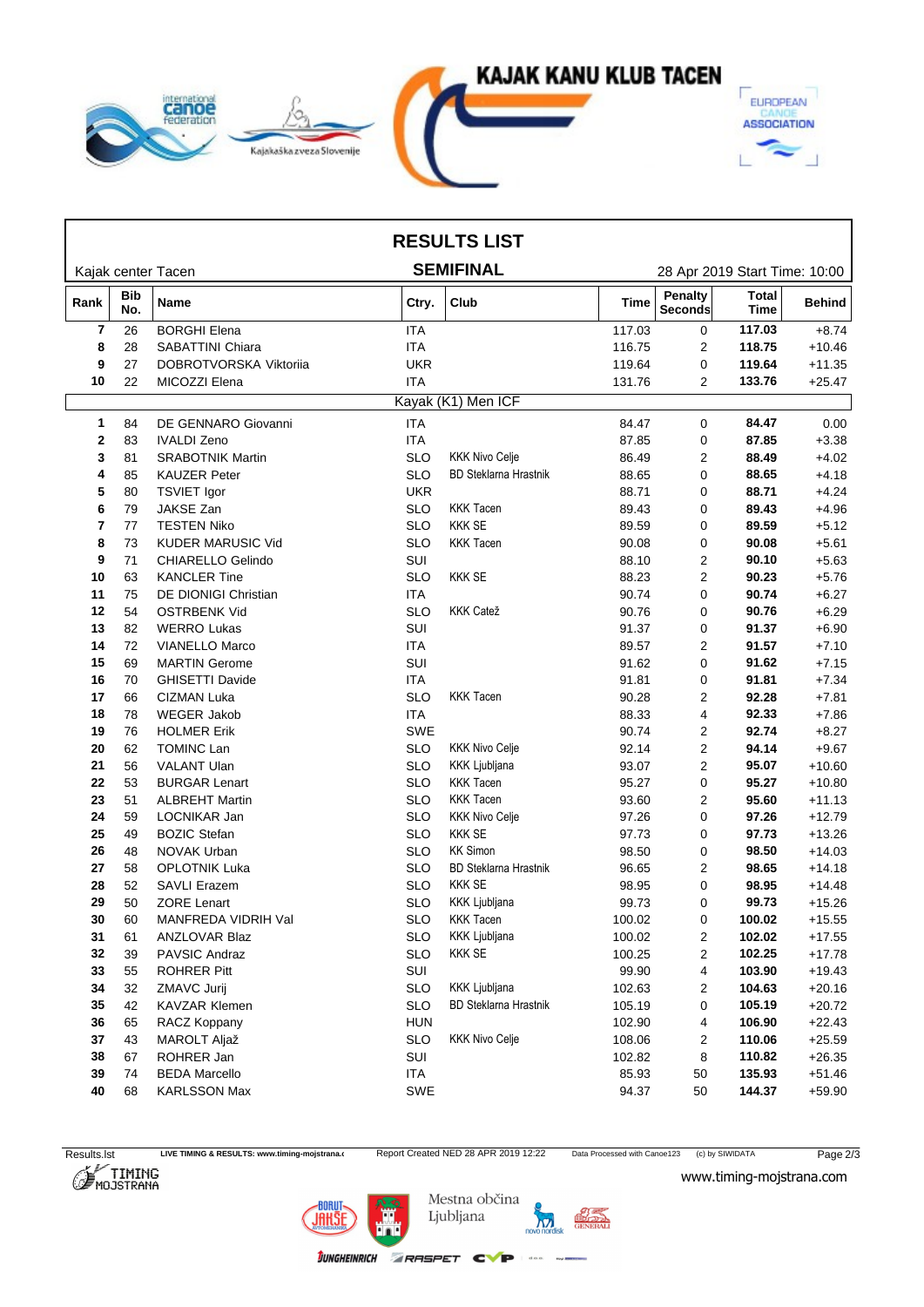# RESULTS LIST

## SEMIFINAL

Kajak center Tacen — 28 Apr 2019 Start Time: 10:00

| Rank | Bib No. | Name | Ctry. | Club | Time | Penalty Seconds | Total Time | Behind |
|---|---|---|---|---|---|---|---|---|
| 7 | 26 | BORGHI Elena | ITA | | 117.03 | 0 | **117.03** | +8.74 |
| 8 | 28 | SABATTINI Chiara | ITA | | 116.75 | 2 | **118.75** | +10.46 |
| 9 | 27 | DOBROTVORSKA Viktoriia | UKR | | 119.64 | 0 | **119.64** | +11.35 |
| 10 | 22 | MICOZZI Elena | ITA | | 131.76 | 2 | **133.76** | +25.47 |
| | | **Kayak (K1) Men ICF** | | | | | | |
| 1 | 84 | DE GENNARO Giovanni | ITA | | 84.47 | 0 | **84.47** | 0.00 |
| 2 | 83 | IVALDI Zeno | ITA | | 87.85 | 0 | **87.85** | +3.38 |
| 3 | 81 | SRABOTNIK Martin | SLO | KKK Nivo Celje | 86.49 | 2 | **88.49** | +4.02 |
| 4 | 85 | KAUZER Peter | SLO | BD Steklarna Hrastnik | 88.65 | 0 | **88.65** | +4.18 |
| 5 | 80 | TSVIET Igor | UKR | | 88.71 | 0 | **88.71** | +4.24 |
| 6 | 79 | JAKSE Zan | SLO | KKK Tacen | 89.43 | 0 | **89.43** | +4.96 |
| 7 | 77 | TESTEN Niko | SLO | KKK SE | 89.59 | 0 | **89.59** | +5.12 |
| 8 | 73 | KUDER MARUSIC Vid | SLO | KKK Tacen | 90.08 | 0 | **90.08** | +5.61 |
| 9 | 71 | CHIARELLO Gelindo | SUI | | 88.10 | 2 | **90.10** | +5.63 |
| 10 | 63 | KANCLER Tine | SLO | KKK SE | 88.23 | 2 | **90.23** | +5.76 |
| 11 | 75 | DE DIONIGI Christian | ITA | | 90.74 | 0 | **90.74** | +6.27 |
| 12 | 54 | OSTRBENK Vid | SLO | KKK Catež | 90.76 | 0 | **90.76** | +6.29 |
| 13 | 82 | WERRO Lukas | SUI | | 91.37 | 0 | **91.37** | +6.90 |
| 14 | 72 | VIANELLO Marco | ITA | | 89.57 | 2 | **91.57** | +7.10 |
| 15 | 69 | MARTIN Gerome | SUI | | 91.62 | 0 | **91.62** | +7.15 |
| 16 | 70 | GHISETTI Davide | ITA | | 91.81 | 0 | **91.81** | +7.34 |
| 17 | 66 | CIZMAN Luka | SLO | KKK Tacen | 90.28 | 2 | **92.28** | +7.81 |
| 18 | 78 | WEGER Jakob | ITA | | 88.33 | 4 | **92.33** | +7.86 |
| 19 | 76 | HOLMER Erik | SWE | | 90.74 | 2 | **92.74** | +8.27 |
| 20 | 62 | TOMINC Lan | SLO | KKK Nivo Celje | 92.14 | 2 | **94.14** | +9.67 |
| 21 | 56 | VALANT Ulan | SLO | KKK Ljubljana | 93.07 | 2 | **95.07** | +10.60 |
| 22 | 53 | BURGAR Lenart | SLO | KKK Tacen | 95.27 | 0 | **95.27** | +10.80 |
| 23 | 51 | ALBREHT Martin | SLO | KKK Tacen | 93.60 | 2 | **95.60** | +11.13 |
| 24 | 59 | LOCNIKAR Jan | SLO | KKK Nivo Celje | 97.26 | 0 | **97.26** | +12.79 |
| 25 | 49 | BOZIC Stefan | SLO | KKK SE | 97.73 | 0 | **97.73** | +13.26 |
| 26 | 48 | NOVAK Urban | SLO | KK Simon | 98.50 | 0 | **98.50** | +14.03 |
| 27 | 58 | OPLOTNIK Luka | SLO | BD Steklarna Hrastnik | 96.65 | 2 | **98.65** | +14.18 |
| 28 | 52 | SAVLI Erazem | SLO | KKK SE | 98.95 | 0 | **98.95** | +14.48 |
| 29 | 50 | ZORE Lenart | SLO | KKK Ljubljana | 99.73 | 0 | **99.73** | +15.26 |
| 30 | 60 | MANFREDA VIDRIH Val | SLO | KKK Tacen | 100.02 | 0 | **100.02** | +15.55 |
| 31 | 61 | ANZLOVAR Blaz | SLO | KKK Ljubljana | 100.02 | 2 | **102.02** | +17.55 |
| 32 | 39 | PAVSIC Andraz | SLO | KKK SE | 100.25 | 2 | **102.25** | +17.78 |
| 33 | 55 | ROHRER Pitt | SUI | | 99.90 | 4 | **103.90** | +19.43 |
| 34 | 32 | ZMAVC Jurij | SLO | KKK Ljubljana | 102.63 | 2 | **104.63** | +20.16 |
| 35 | 42 | KAVZAR Klemen | SLO | BD Steklarna Hrastnik | 105.19 | 0 | **105.19** | +20.72 |
| 36 | 65 | RACZ Koppany | HUN | | 102.90 | 4 | **106.90** | +22.43 |
| 37 | 43 | MAROLT Aljaž | SLO | KKK Nivo Celje | 108.06 | 2 | **110.06** | +25.59 |
| 38 | 67 | ROHRER Jan | SUI | | 102.82 | 8 | **110.82** | +26.35 |
| 39 | 74 | BEDA Marcello | ITA | | 85.93 | 50 | **135.93** | +51.46 |
| 40 | 68 | KARLSSON Max | SWE | | 94.37 | 50 | **144.37** | +59.90 |

Results.lst — LIVE TIMING & RESULTS: www.timing-mojstrana.si — Report Created NED 28 APR 2019 12:22 — Data Processed with Canoe123 — (c) by SIWIDATA

www.timing-mojstrana.com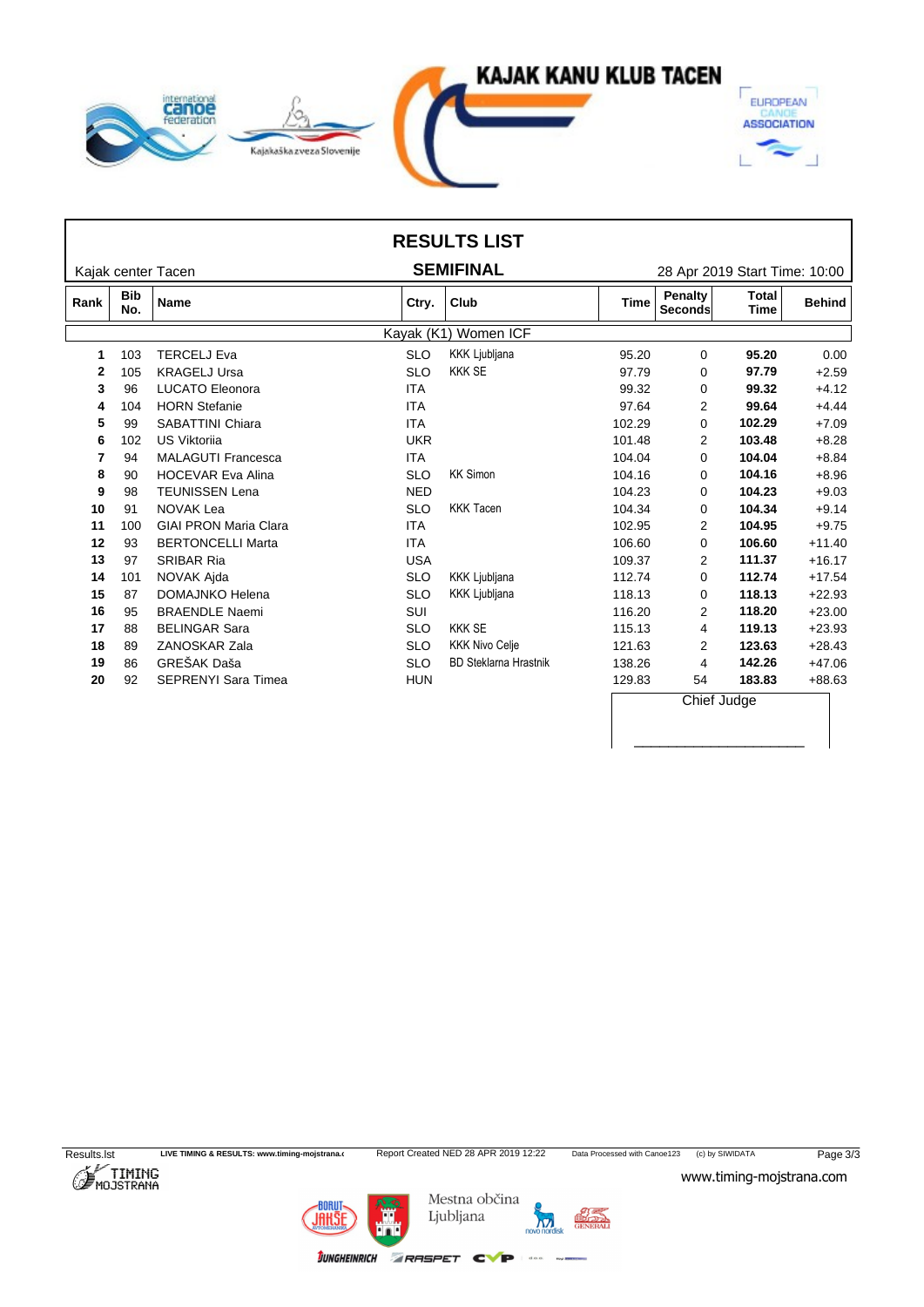# RESULTS LIST

Kajak center Tacen

## SEMIFINAL

28 Apr 2019 Start Time: 10:00

| Rank | Bib No. | Name | Ctry. | Club | Time | Penalty Seconds | Total Time | Behind |
|---|---|---|---|---|---|---|---|---|
| | | **Kayak (K1) Women ICF** | | | | | | |
| **1** | 103 | TERCELJ Eva | SLO | KKK Ljubljana | 95.20 | 0 | **95.20** | 0.00 |
| **2** | 105 | KRAGELJ Ursa | SLO | KKK SE | 97.79 | 0 | **97.79** | +2.59 |
| **3** | 96 | LUCATO Eleonora | ITA | | 99.32 | 0 | **99.32** | +4.12 |
| **4** | 104 | HORN Stefanie | ITA | | 97.64 | 2 | **99.64** | +4.44 |
| **5** | 99 | SABATTINI Chiara | ITA | | 102.29 | 0 | **102.29** | +7.09 |
| **6** | 102 | US Viktoriia | UKR | | 101.48 | 2 | **103.48** | +8.28 |
| **7** | 94 | MALAGUTI Francesca | ITA | | 104.04 | 0 | **104.04** | +8.84 |
| **8** | 90 | HOCEVAR Eva Alina | SLO | KK Simon | 104.16 | 0 | **104.16** | +8.96 |
| **9** | 98 | TEUNISSEN Lena | NED | | 104.23 | 0 | **104.23** | +9.03 |
| **10** | 91 | NOVAK Lea | SLO | KKK Tacen | 104.34 | 0 | **104.34** | +9.14 |
| **11** | 100 | GIAI PRON Maria Clara | ITA | | 102.95 | 2 | **104.95** | +9.75 |
| **12** | 93 | BERTONCELLI Marta | ITA | | 106.60 | 0 | **106.60** | +11.40 |
| **13** | 97 | SRIBAR Ria | USA | | 109.37 | 2 | **111.37** | +16.17 |
| **14** | 101 | NOVAK Ajda | SLO | KKK Ljubljana | 112.74 | 0 | **112.74** | +17.54 |
| **15** | 87 | DOMAJNKO Helena | SLO | KKK Ljubljana | 118.13 | 0 | **118.13** | +22.93 |
| **16** | 95 | BRAENDLE Naemi | SUI | | 116.20 | 2 | **118.20** | +23.00 |
| **17** | 88 | BELINGAR Sara | SLO | KKK SE | 115.13 | 4 | **119.13** | +23.93 |
| **18** | 89 | ZANOSKAR Zala | SLO | KKK Nivo Celje | 121.63 | 2 | **123.63** | +28.43 |
| **19** | 86 | GREŠAK Daša | SLO | BD Steklarna Hrastnik | 138.26 | 4 | **142.26** | +47.06 |
| **20** | 92 | SEPRENYI Sara Timea | HUN | | 129.83 | 54 | **183.83** | +88.63 |

Chief Judge

_______________________

Results.lst LIVE TIMING & RESULTS: www.timing-mojstrana.com Report Created NED 28 APR 2019 12:22 Data Processed with Canoe123 (c) by SIWIDATA

www.timing-mojstrana.com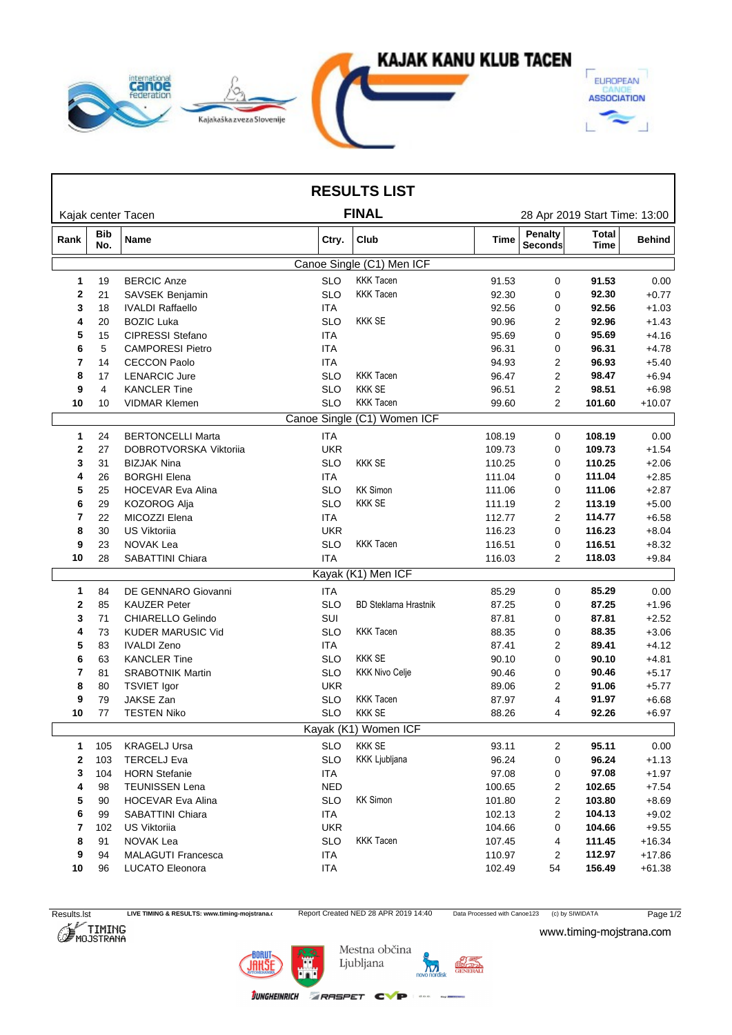# KAJAK KANU KLUB TACEN

## RESULTS LIST

Kajak center Tacen

### FINAL

28 Apr 2019 Start Time: 13:00

| Rank | Bib No. | Name | Ctry. | Club | Time | Penalty Seconds | Total Time | Behind |
|---|---|---|---|---|---|---|---|---|
| **Canoe Single (C1) Men ICF** | | | | | | | | |
| 1 | 19 | BERCIC Anze | SLO | KKK Tacen | 91.53 | 0 | **91.53** | 0.00 |
| 2 | 21 | SAVSEK Benjamin | SLO | KKK Tacen | 92.30 | 0 | **92.30** | +0.77 |
| 3 | 18 | IVALDI Raffaello | ITA | | 92.56 | 0 | **92.56** | +1.03 |
| 4 | 20 | BOZIC Luka | SLO | KKK SE | 90.96 | 2 | **92.96** | +1.43 |
| 5 | 15 | CIPRESSI Stefano | ITA | | 95.69 | 0 | **95.69** | +4.16 |
| 6 | 5 | CAMPORESI Pietro | ITA | | 96.31 | 0 | **96.31** | +4.78 |
| 7 | 14 | CECCON Paolo | ITA | | 94.93 | 2 | **96.93** | +5.40 |
| 8 | 17 | LENARCIC Jure | SLO | KKK Tacen | 96.47 | 2 | **98.47** | +6.94 |
| 9 | 4 | KANCLER Tine | SLO | KKK SE | 96.51 | 2 | **98.51** | +6.98 |
| 10 | 10 | VIDMAR Klemen | SLO | KKK Tacen | 99.60 | 2 | **101.60** | +10.07 |
| **Canoe Single (C1) Women ICF** | | | | | | | | |
| 1 | 24 | BERTONCELLI Marta | ITA | | 108.19 | 0 | **108.19** | 0.00 |
| 2 | 27 | DOBROTVORSKA Viktoriia | UKR | | 109.73 | 0 | **109.73** | +1.54 |
| 3 | 31 | BIZJAK Nina | SLO | KKK SE | 110.25 | 0 | **110.25** | +2.06 |
| 4 | 26 | BORGHI Elena | ITA | | 111.04 | 0 | **111.04** | +2.85 |
| 5 | 25 | HOCEVAR Eva Alina | SLO | KK Simon | 111.06 | 0 | **111.06** | +2.87 |
| 6 | 29 | KOZOROG Alja | SLO | KKK SE | 111.19 | 2 | **113.19** | +5.00 |
| 7 | 22 | MICOZZI Elena | ITA | | 112.77 | 2 | **114.77** | +6.58 |
| 8 | 30 | US Viktoriia | UKR | | 116.23 | 0 | **116.23** | +8.04 |
| 9 | 23 | NOVAK Lea | SLO | KKK Tacen | 116.51 | 0 | **116.51** | +8.32 |
| 10 | 28 | SABATTINI Chiara | ITA | | 116.03 | 2 | **118.03** | +9.84 |
| **Kayak (K1) Men ICF** | | | | | | | | |
| 1 | 84 | DE GENNARO Giovanni | ITA | | 85.29 | 0 | **85.29** | 0.00 |
| 2 | 85 | KAUZER Peter | SLO | BD Steklarna Hrastnik | 87.25 | 0 | **87.25** | +1.96 |
| 3 | 71 | CHIARELLO Gelindo | SUI | | 87.81 | 0 | **87.81** | +2.52 |
| 4 | 73 | KUDER MARUSIC Vid | SLO | KKK Tacen | 88.35 | 0 | **88.35** | +3.06 |
| 5 | 83 | IVALDI Zeno | ITA | | 87.41 | 2 | **89.41** | +4.12 |
| 6 | 63 | KANCLER Tine | SLO | KKK SE | 90.10 | 0 | **90.10** | +4.81 |
| 7 | 81 | SRABOTNIK Martin | SLO | KKK Nivo Celje | 90.46 | 0 | **90.46** | +5.17 |
| 8 | 80 | TSVIET Igor | UKR | | 89.06 | 2 | **91.06** | +5.77 |
| 9 | 79 | JAKSE Zan | SLO | KKK Tacen | 87.97 | 4 | **91.97** | +6.68 |
| 10 | 77 | TESTEN Niko | SLO | KKK SE | 88.26 | 4 | **92.26** | +6.97 |
| **Kayak (K1) Women ICF** | | | | | | | | |
| 1 | 105 | KRAGELJ Ursa | SLO | KKK SE | 93.11 | 2 | **95.11** | 0.00 |
| 2 | 103 | TERCELJ Eva | SLO | KKK Ljubljana | 96.24 | 0 | **96.24** | +1.13 |
| 3 | 104 | HORN Stefanie | ITA | | 97.08 | 0 | **97.08** | +1.97 |
| 4 | 98 | TEUNISSEN Lena | NED | | 100.65 | 2 | **102.65** | +7.54 |
| 5 | 90 | HOCEVAR Eva Alina | SLO | KK Simon | 101.80 | 2 | **103.80** | +8.69 |
| 6 | 99 | SABATTINI Chiara | ITA | | 102.13 | 2 | **104.13** | +9.02 |
| 7 | 102 | US Viktoriia | UKR | | 104.66 | 0 | **104.66** | +9.55 |
| 8 | 91 | NOVAK Lea | SLO | KKK Tacen | 107.45 | 4 | **111.45** | +16.34 |
| 9 | 94 | MALAGUTI Francesca | ITA | | 110.97 | 2 | **112.97** | +17.86 |
| 10 | 96 | LUCATO Eleonora | ITA | | 102.49 | 54 | **156.49** | +61.38 |

Results.lst LIVE TIMING & RESULTS: www.timing-mojstrana.c Report Created NED 28 APR 2019 14:40 Data Processed with Canoe123 (c) by SIWIDATA

www.timing-mojstrana.com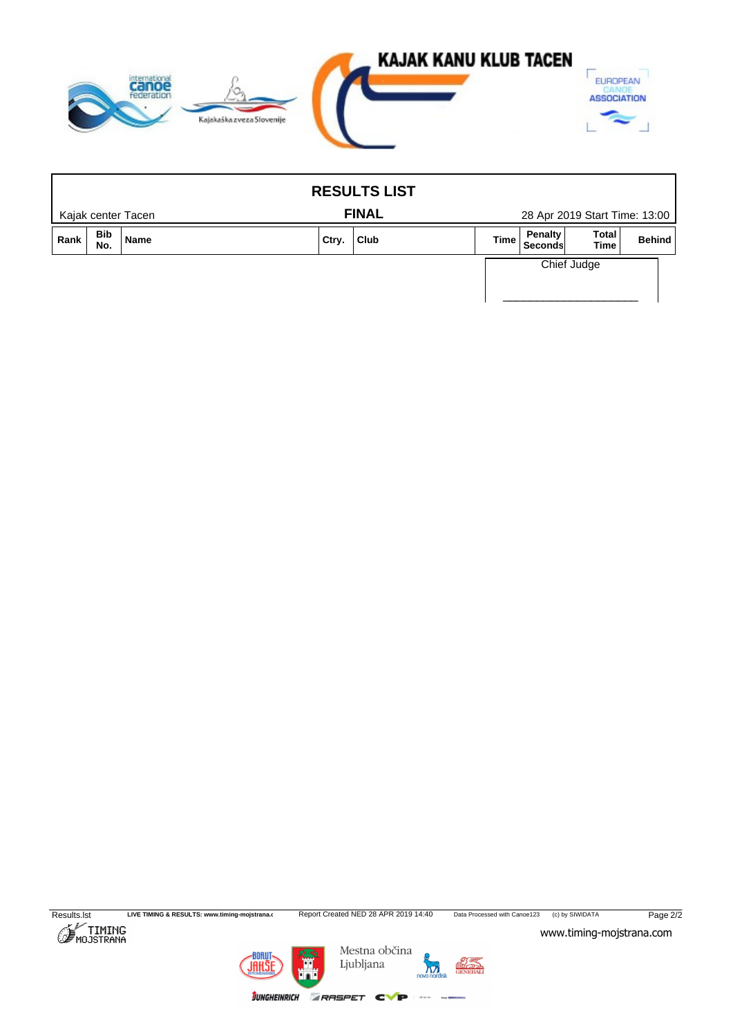# RESULTS LIST

Kajak center Tacen

## FINAL

28 Apr 2019 Start Time: 13:00

| Rank | Bib No. | Name | Ctry. | Club | Time | Penalty Seconds | Total Time | Behind |
|---|---|---|---|---|---|---|---|---|

Chief Judge

_______________________